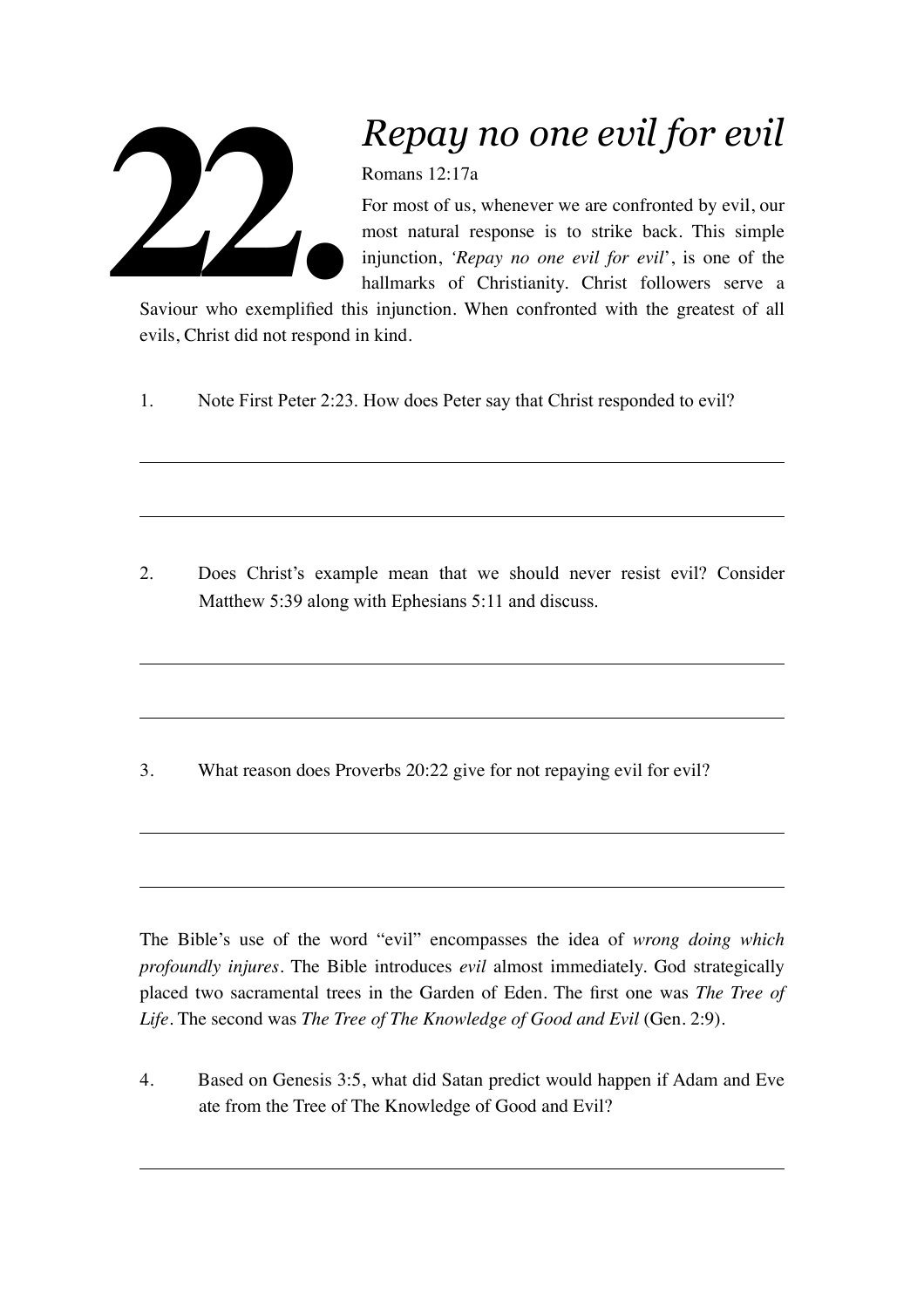# 22. *Repay no one evil for evil*

Romans 12:17a

For most of us, whenever we are confronted by evil, our most natural response is to strike back. This simple injunction, '*Repay no one evil for evil*', is one of the hallmarks of Christianity. Christ followers serve a Saviour who exemplified this injunction. When confronted with the greatest of all evils, Christ did not respond in kind.

1. Note First Peter 2:23. How does Peter say that Christ responded to evil?

2. Does Christ's example mean that we should never resist evil? Consider Matthew 5:39 along with Ephesians 5:11 and discuss.

3. What reason does Proverbs 20:22 give for not repaying evil for evil?

The Bible's use of the word "evil" encompasses the idea of *wrong doing which profoundly injures*. The Bible introduces *evil* almost immediately. God strategically placed two sacramental trees in the Garden of Eden. The first one was *The Tree of Life*. The second was *The Tree of The Knowledge of Good and Evil* (Gen. 2:9).

4. Based on Genesis 3:5, what did Satan predict would happen if Adam and Eve ate from the Tree of The Knowledge of Good and Evil?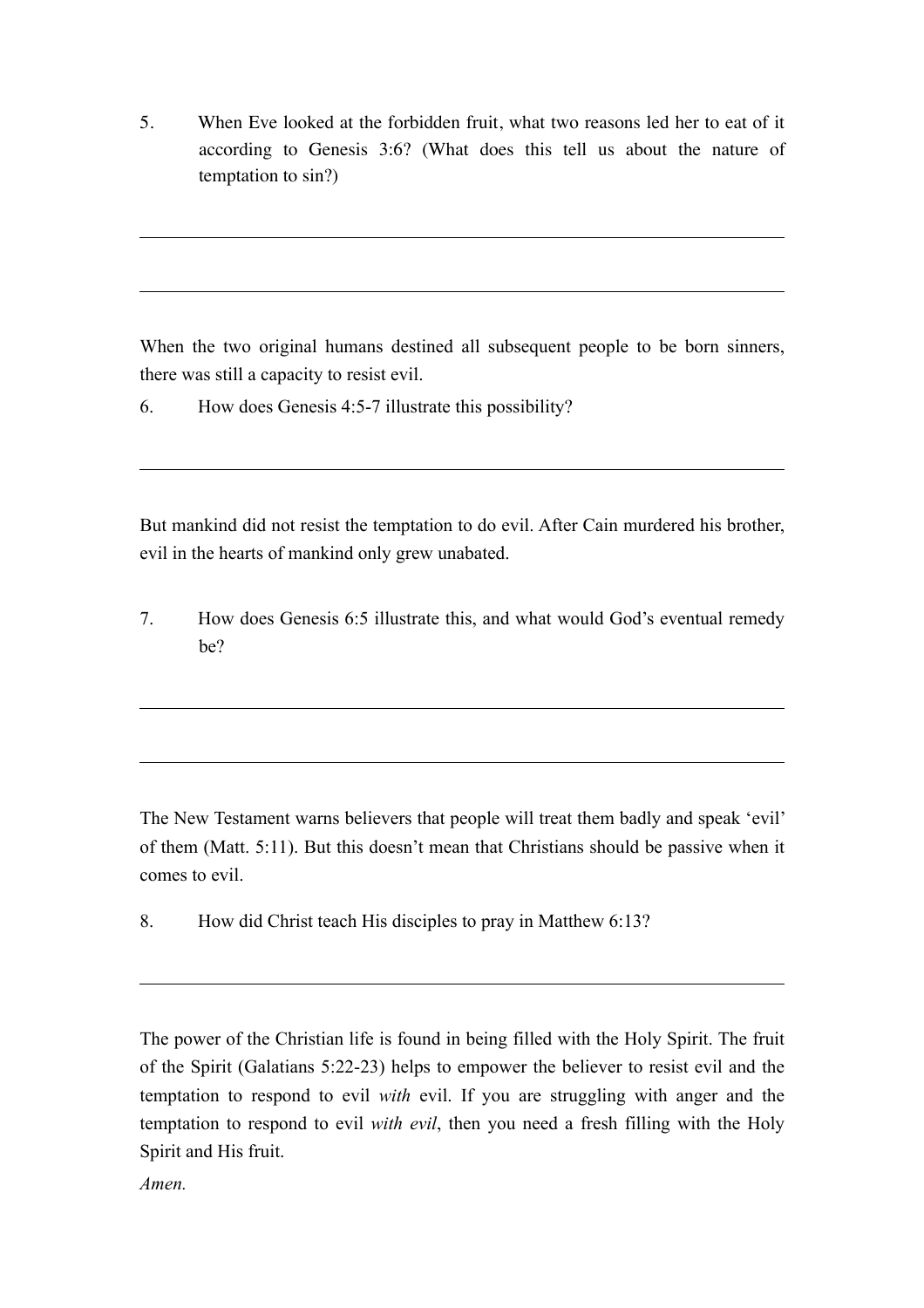5. When Eve looked at the forbidden fruit, what two reasons led her to eat of it according to Genesis 3:6? (What does this tell us about the nature of temptation to sin?)

---

---

When the two original humans destined all subsequent people to be born sinners, there was still a capacity to resist evil.

6. How does Genesis 4:5-7 illustrate this possibility?

---

But mankind did not resist the temptation to do evil. After Cain murdered his brother, evil in the hearts of mankind only grew unabated.

7. How does Genesis 6:5 illustrate this, and what would God's eventual remedy be?

---

---

The New Testament warns believers that people will treat them badly and speak 'evil' of them (Matt. 5:11). But this doesn't mean that Christians should be passive when it comes to evil.

8. How did Christ teach His disciples to pray in Matthew 6:13?

---

The power of the Christian life is found in being filled with the Holy Spirit. The fruit of the Spirit (Galatians 5:22-23) helps to empower the believer to resist evil and the temptation to respond to evil *with* evil. If you are struggling with anger and the temptation to respond to evil *with evil*, then you need a fresh filling with the Holy Spirit and His fruit.

*Amen.*